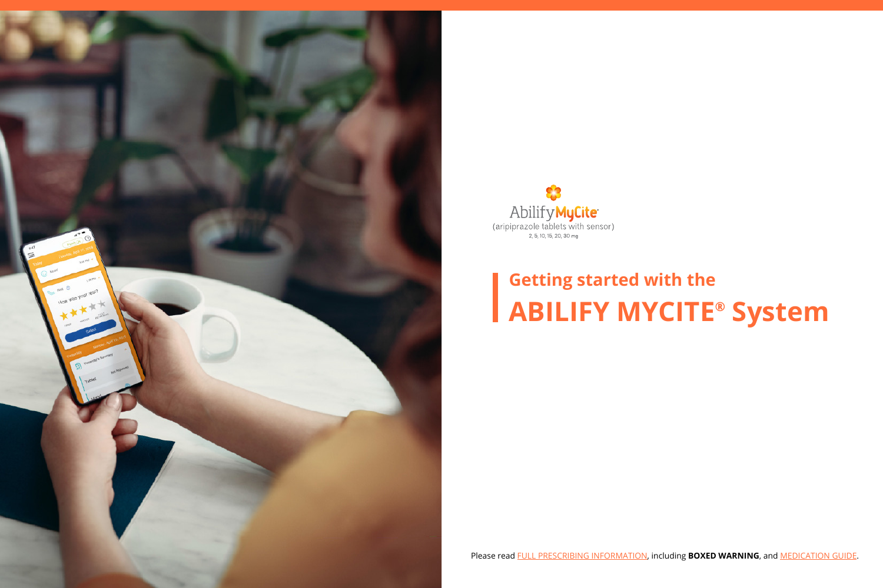Abilify MyCite®

(aripiprazole tablets with sensor)

2, 5, 10, 15, 20, 30 mg

# Getting started with the ABILIFY MYCITE® System

Please read FULL PRESCRIBING INFORMATION, including **BOXED WARNING**, and MEDICATION GUIDE.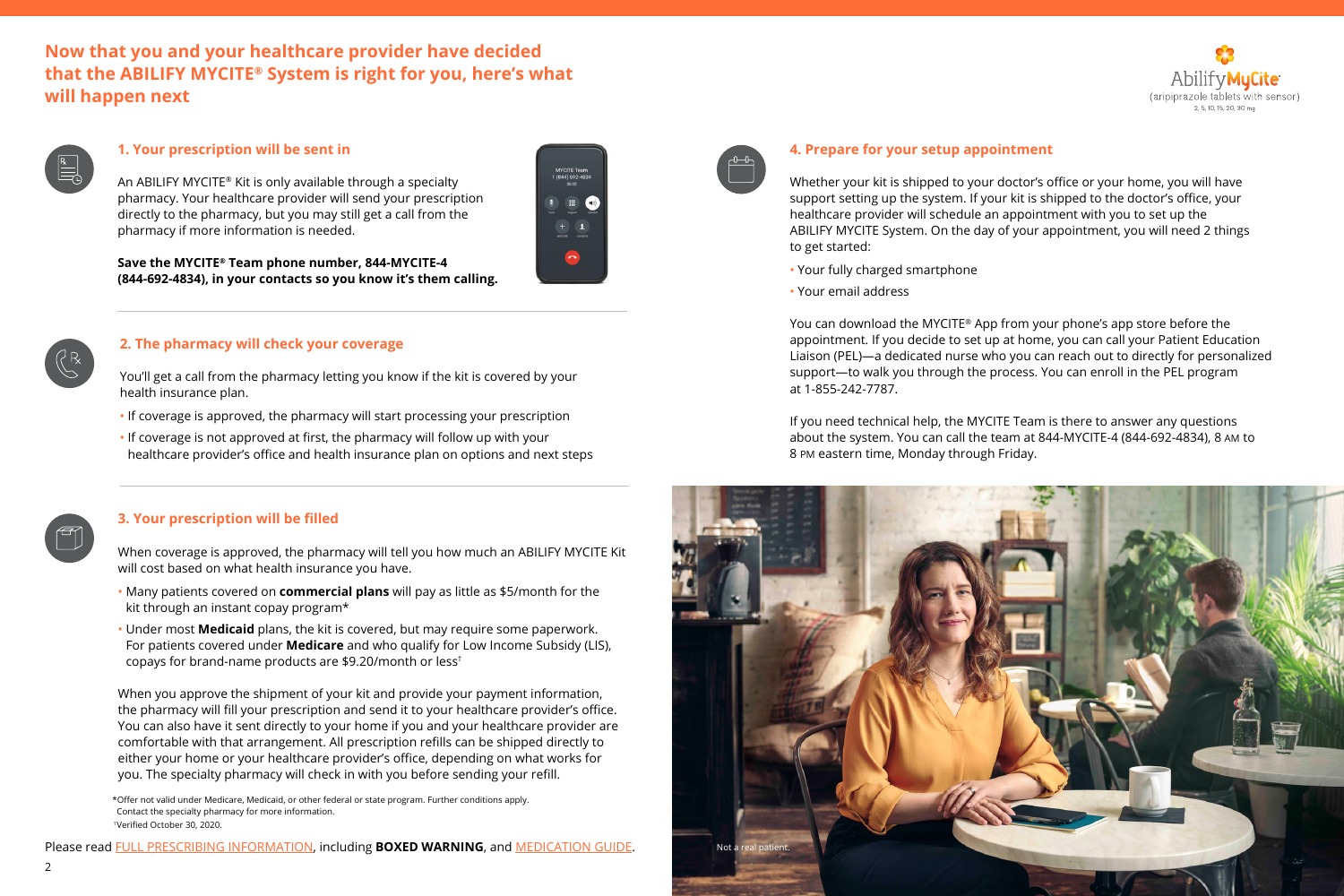# Now that you and your healthcare provider have decided that the ABILIFY MYCITE® System is right for you, here's what will happen next

## 1. Your prescription will be sent in

An ABILIFY MYCITE® Kit is only available through a specialty pharmacy. Your healthcare provider will send your prescription directly to the pharmacy, but you may still get a call from the pharmacy if more information is needed.

**Save the MYCITE® Team phone number, 844-MYCITE-4 (844-692-4834), in your contacts so you know it's them calling.**

## 2. The pharmacy will check your coverage

You'll get a call from the pharmacy letting you know if the kit is covered by your health insurance plan.

- If coverage is approved, the pharmacy will start processing your prescription
- If coverage is not approved at first, the pharmacy will follow up with your healthcare provider's office and health insurance plan on options and next steps

## 3. Your prescription will be filled

When coverage is approved, the pharmacy will tell you how much an ABILIFY MYCITE Kit will cost based on what health insurance you have.

- Many patients covered on **commercial plans** will pay as little as $5/month for the kit through an instant copay program*
- Under most **Medicaid** plans, the kit is covered, but may require some paperwork. For patients covered under **Medicare** and who qualify for Low Income Subsidy (LIS), copays for brand-name products are $9.20/month or less†

When you approve the shipment of your kit and provide your payment information, the pharmacy will fill your prescription and send it to your healthcare provider's office. You can also have it sent directly to your home if you and your healthcare provider are comfortable with that arrangement. All prescription refills can be shipped directly to either your home or your healthcare provider's office, depending on what works for you. The specialty pharmacy will check in with you before sending your refill.

*Offer not valid under Medicare, Medicaid, or other federal or state program. Further conditions apply. Contact the specialty pharmacy for more information.
†Verified October 30, 2020.

## 4. Prepare for your setup appointment

Whether your kit is shipped to your doctor's office or your home, you will have support setting up the system. If your kit is shipped to the doctor's office, your healthcare provider will schedule an appointment with you to set up the ABILIFY MYCITE System. On the day of your appointment, you will need 2 things to get started:

- Your fully charged smartphone
- Your email address

You can download the MYCITE® App from your phone's app store before the appointment. If you decide to set up at home, you can call your Patient Education Liaison (PEL)—a dedicated nurse who you can reach out to directly for personalized support—to walk you through the process. You can enroll in the PEL program at 1-855-242-7787.

If you need technical help, the MYCITE Team is there to answer any questions about the system. You can call the team at 844-MYCITE-4 (844-692-4834), 8 AM to 8 PM eastern time, Monday through Friday.

Not a real patient.

Please read FULL PRESCRIBING INFORMATION, including **BOXED WARNING**, and MEDICATION GUIDE.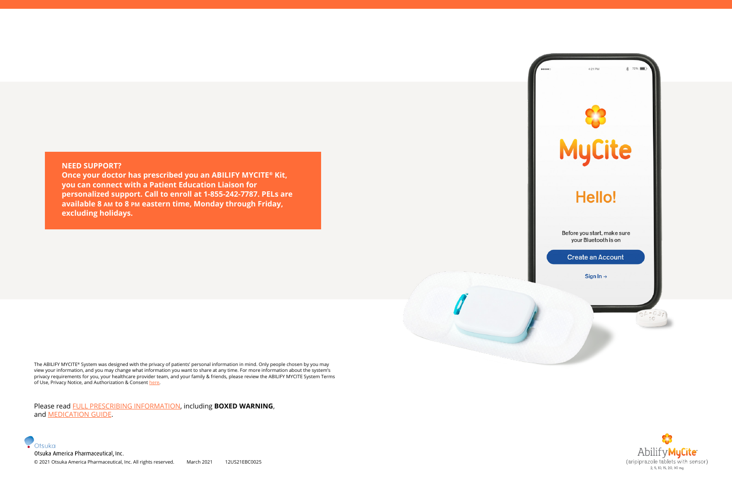**NEED SUPPORT?**
**Once your doctor has prescribed you an ABILIFY MYCITE® Kit, you can connect with a Patient Education Liaison for personalized support. Call to enroll at 1-855-242-7787. PELs are available 8 AM to 8 PM eastern time, Monday through Friday, excluding holidays.**

The ABILIFY MYCITE® System was designed with the privacy of patients' personal information in mind. Only people chosen by you may view your information, and you may change what information you want to share at any time. For more information about the system's privacy requirements for you, your healthcare provider team, and your family & friends, please review the ABILIFY MYCITE System Terms of Use, Privacy Notice, and Authorization & Consent here.

Please read FULL PRESCRIBING INFORMATION, including **BOXED WARNING**, and MEDICATION GUIDE.

Otsuka America Pharmaceutical, Inc.

© 2021 Otsuka America Pharmaceutical, Inc. All rights reserved. March 2021 12US21EBC0025

AbilifyMyCite® (aripiprazole tablets with sensor) 2, 5, 10, 15, 20, 30 mg